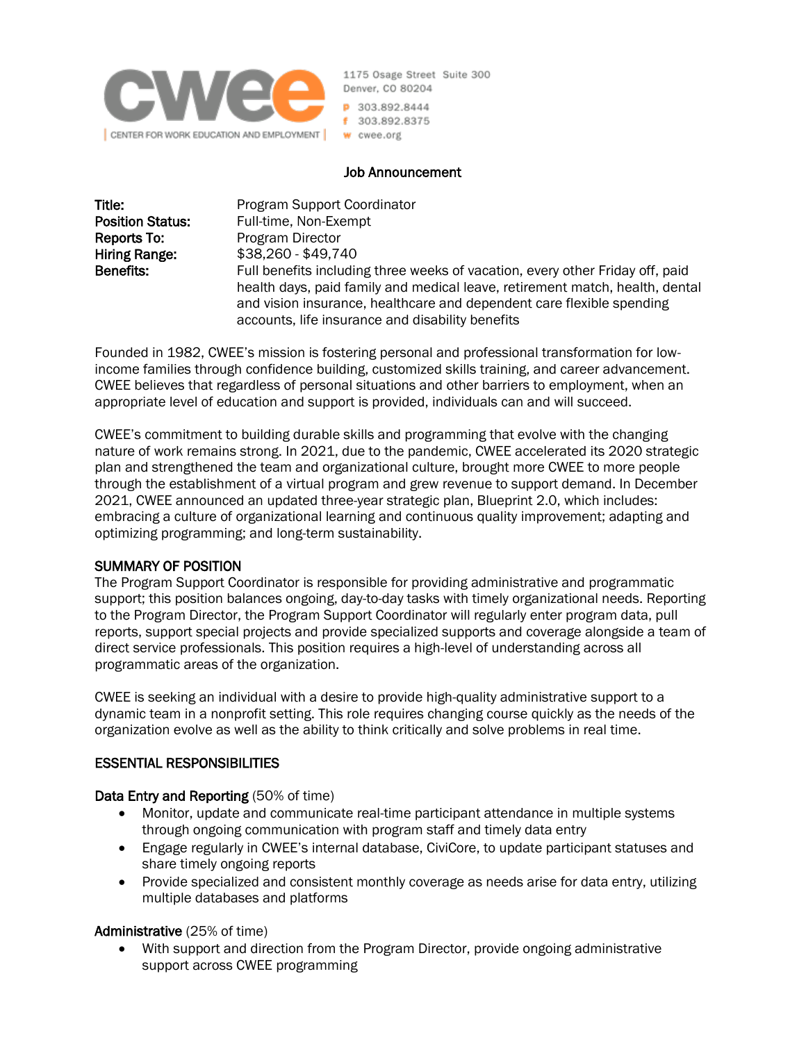cwee

CENTER FOR WORK EDUCATION AND EMPLOYMENT

1175 Osage Street Suite 300
Denver, CO 80204
p 303.892.8444
f 303.892.8375
w cwee.org

## Job Announcement

**Title:** Program Support Coordinator
**Position Status:** Full-time, Non-Exempt
**Reports To:** Program Director
**Hiring Range:** $38,260 - $49,740
**Benefits:** Full benefits including three weeks of vacation, every other Friday off, paid health days, paid family and medical leave, retirement match, health, dental and vision insurance, healthcare and dependent care flexible spending accounts, life insurance and disability benefits

Founded in 1982, CWEE's mission is fostering personal and professional transformation for low-income families through confidence building, customized skills training, and career advancement. CWEE believes that regardless of personal situations and other barriers to employment, when an appropriate level of education and support is provided, individuals can and will succeed.

CWEE's commitment to building durable skills and programming that evolve with the changing nature of work remains strong. In 2021, due to the pandemic, CWEE accelerated its 2020 strategic plan and strengthened the team and organizational culture, brought more CWEE to more people through the establishment of a virtual program and grew revenue to support demand. In December 2021, CWEE announced an updated three-year strategic plan, Blueprint 2.0, which includes: embracing a culture of organizational learning and continuous quality improvement; adapting and optimizing programming; and long-term sustainability.

### SUMMARY OF POSITION

The Program Support Coordinator is responsible for providing administrative and programmatic support; this position balances ongoing, day-to-day tasks with timely organizational needs. Reporting to the Program Director, the Program Support Coordinator will regularly enter program data, pull reports, support special projects and provide specialized supports and coverage alongside a team of direct service professionals. This position requires a high-level of understanding across all programmatic areas of the organization.

CWEE is seeking an individual with a desire to provide high-quality administrative support to a dynamic team in a nonprofit setting. This role requires changing course quickly as the needs of the organization evolve as well as the ability to think critically and solve problems in real time.

### ESSENTIAL RESPONSIBILITIES

**Data Entry and Reporting** (50% of time)

- Monitor, update and communicate real-time participant attendance in multiple systems through ongoing communication with program staff and timely data entry
- Engage regularly in CWEE's internal database, CiviCore, to update participant statuses and share timely ongoing reports
- Provide specialized and consistent monthly coverage as needs arise for data entry, utilizing multiple databases and platforms

**Administrative** (25% of time)

- With support and direction from the Program Director, provide ongoing administrative support across CWEE programming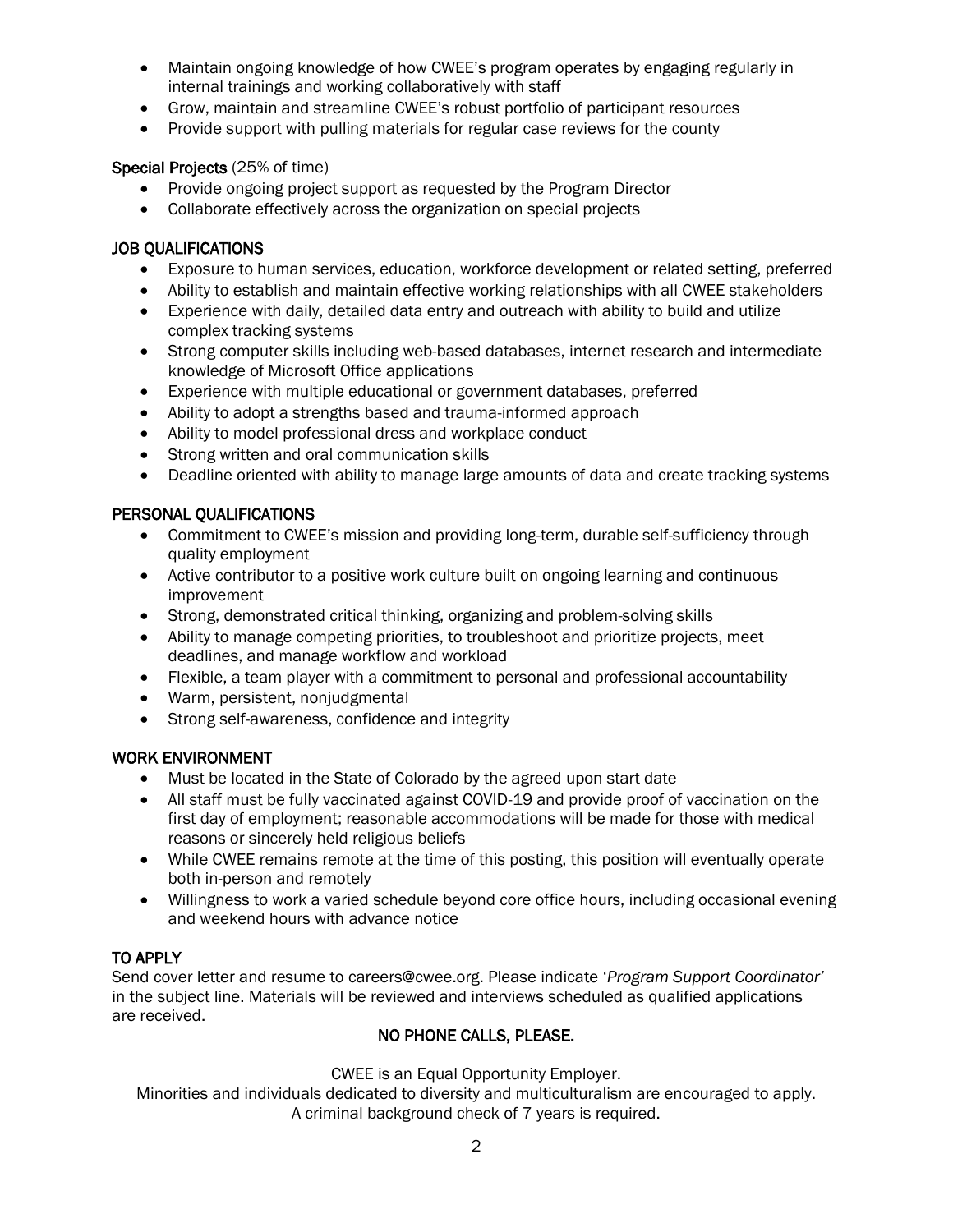- Maintain ongoing knowledge of how CWEE's program operates by engaging regularly in internal trainings and working collaboratively with staff
- Grow, maintain and streamline CWEE's robust portfolio of participant resources
- Provide support with pulling materials for regular case reviews for the county

**Special Projects** (25% of time)

- Provide ongoing project support as requested by the Program Director
- Collaborate effectively across the organization on special projects

## JOB QUALIFICATIONS

- Exposure to human services, education, workforce development or related setting, preferred
- Ability to establish and maintain effective working relationships with all CWEE stakeholders
- Experience with daily, detailed data entry and outreach with ability to build and utilize complex tracking systems
- Strong computer skills including web-based databases, internet research and intermediate knowledge of Microsoft Office applications
- Experience with multiple educational or government databases, preferred
- Ability to adopt a strengths based and trauma-informed approach
- Ability to model professional dress and workplace conduct
- Strong written and oral communication skills
- Deadline oriented with ability to manage large amounts of data and create tracking systems

## PERSONAL QUALIFICATIONS

- Commitment to CWEE's mission and providing long-term, durable self-sufficiency through quality employment
- Active contributor to a positive work culture built on ongoing learning and continuous improvement
- Strong, demonstrated critical thinking, organizing and problem-solving skills
- Ability to manage competing priorities, to troubleshoot and prioritize projects, meet deadlines, and manage workflow and workload
- Flexible, a team player with a commitment to personal and professional accountability
- Warm, persistent, nonjudgmental
- Strong self-awareness, confidence and integrity

## WORK ENVIRONMENT

- Must be located in the State of Colorado by the agreed upon start date
- All staff must be fully vaccinated against COVID-19 and provide proof of vaccination on the first day of employment; reasonable accommodations will be made for those with medical reasons or sincerely held religious beliefs
- While CWEE remains remote at the time of this posting, this position will eventually operate both in-person and remotely
- Willingness to work a varied schedule beyond core office hours, including occasional evening and weekend hours with advance notice

## TO APPLY

Send cover letter and resume to careers@cwee.org. Please indicate '*Program Support Coordinator'* in the subject line. Materials will be reviewed and interviews scheduled as qualified applications are received.

**NO PHONE CALLS, PLEASE.**

CWEE is an Equal Opportunity Employer.
Minorities and individuals dedicated to diversity and multiculturalism are encouraged to apply.
A criminal background check of 7 years is required.